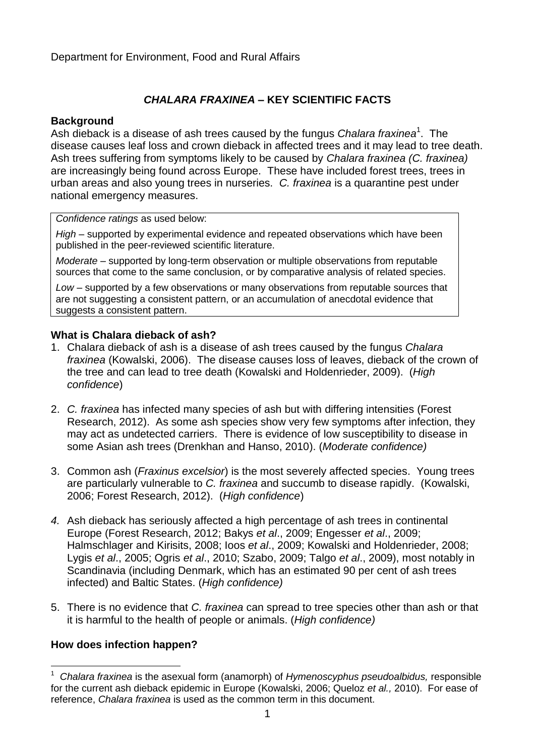Department for Environment, Food and Rural Affairs

# *CHALARA FRAXINEA* – KEY SCIENTIFIC FACTS

## Background

Ash dieback is a disease of ash trees caused by the fungus *Chalara fraxinea*[1]. The disease causes leaf loss and crown dieback in affected trees and it may lead to tree death. Ash trees suffering from symptoms likely to be caused by *Chalara fraxinea (C. fraxinea)* are increasingly being found across Europe. These have included forest trees, trees in urban areas and also young trees in nurseries. *C. fraxinea* is a quarantine pest under national emergency measures.

> *Confidence ratings* as used below:
>
> *High* – supported by experimental evidence and repeated observations which have been published in the peer-reviewed scientific literature.
>
> *Moderate* – supported by long-term observation or multiple observations from reputable sources that come to the same conclusion, or by comparative analysis of related species.
>
> *Low* – supported by a few observations or many observations from reputable sources that are not suggesting a consistent pattern, or an accumulation of anecdotal evidence that suggests a consistent pattern.

## What is Chalara dieback of ash?

1. Chalara dieback of ash is a disease of ash trees caused by the fungus *Chalara fraxinea* (Kowalski, 2006). The disease causes loss of leaves, dieback of the crown of the tree and can lead to tree death (Kowalski and Holdenrieder, 2009). (*High confidence*)

2. *C. fraxinea* has infected many species of ash but with differing intensities (Forest Research, 2012). As some ash species show very few symptoms after infection, they may act as undetected carriers. There is evidence of low susceptibility to disease in some Asian ash trees (Drenkhan and Hanso, 2010). (*Moderate confidence)*

3. Common ash (*Fraxinus excelsior*) is the most severely affected species. Young trees are particularly vulnerable to *C. fraxinea* and succumb to disease rapidly. (Kowalski, 2006; Forest Research, 2012). (*High confidence*)

4. Ash dieback has seriously affected a high percentage of ash trees in continental Europe (Forest Research, 2012; Bakys *et al*., 2009; Engesser *et al*., 2009; Halmschlager and Kirisits, 2008; Ioos *et al*., 2009; Kowalski and Holdenrieder, 2008; Lygis *et al*., 2005; Ogris *et al*., 2010; Szabo, 2009; Talgo *et al*., 2009), most notably in Scandinavia (including Denmark, which has an estimated 90 per cent of ash trees infected) and Baltic States. (*High confidence)*

5. There is no evidence that *C. fraxinea* can spread to tree species other than ash or that it is harmful to the health of people or animals. (*High confidence)*

## How does infection happen?

[1] *Chalara fraxinea* is the asexual form (anamorph) of *Hymenoscyphus pseudoalbidus,* responsible for the current ash dieback epidemic in Europe (Kowalski, 2006; Queloz *et al.,* 2010). For ease of reference, *Chalara fraxinea* is used as the common term in this document.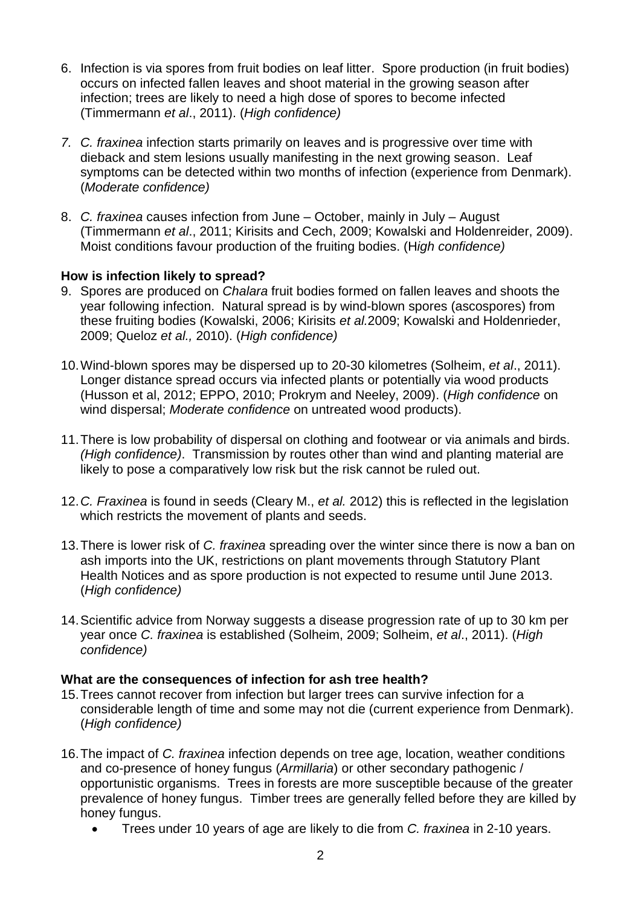6. Infection is via spores from fruit bodies on leaf litter. Spore production (in fruit bodies) occurs on infected fallen leaves and shoot material in the growing season after infection; trees are likely to need a high dose of spores to become infected (Timmermann *et al*., 2011). (*High confidence)*

7. *C. fraxinea* infection starts primarily on leaves and is progressive over time with dieback and stem lesions usually manifesting in the next growing season. Leaf symptoms can be detected within two months of infection (experience from Denmark). (*Moderate confidence)*

8. *C. fraxinea* causes infection from June – October, mainly in July – August (Timmermann *et al*., 2011; Kirisits and Cech, 2009; Kowalski and Holdenreider, 2009). Moist conditions favour production of the fruiting bodies. (H*igh confidence)*

**How is infection likely to spread?**

9. Spores are produced on *Chalara* fruit bodies formed on fallen leaves and shoots the year following infection. Natural spread is by wind-blown spores (ascospores) from these fruiting bodies (Kowalski, 2006; Kirisits *et al.*2009; Kowalski and Holdenrieder, 2009; Queloz *et al.,* 2010). (*High confidence)*

10. Wind-blown spores may be dispersed up to 20-30 kilometres (Solheim, *et al*., 2011). Longer distance spread occurs via infected plants or potentially via wood products (Husson et al, 2012; EPPO, 2010; Prokrym and Neeley, 2009). (*High confidence* on wind dispersal; *Moderate confidence* on untreated wood products).

11. There is low probability of dispersal on clothing and footwear or via animals and birds. *(High confidence)*. Transmission by routes other than wind and planting material are likely to pose a comparatively low risk but the risk cannot be ruled out.

12. *C. Fraxinea* is found in seeds (Cleary M., *et al.* 2012) this is reflected in the legislation which restricts the movement of plants and seeds.

13. There is lower risk of *C. fraxinea* spreading over the winter since there is now a ban on ash imports into the UK, restrictions on plant movements through Statutory Plant Health Notices and as spore production is not expected to resume until June 2013. (*High confidence)*

14. Scientific advice from Norway suggests a disease progression rate of up to 30 km per year once *C. fraxinea* is established (Solheim, 2009; Solheim, *et al*., 2011). (*High confidence)*

**What are the consequences of infection for ash tree health?**

15. Trees cannot recover from infection but larger trees can survive infection for a considerable length of time and some may not die (current experience from Denmark). (*High confidence)*

16. The impact of *C. fraxinea* infection depends on tree age, location, weather conditions and co-presence of honey fungus (*Armillaria*) or other secondary pathogenic / opportunistic organisms. Trees in forests are more susceptible because of the greater prevalence of honey fungus. Timber trees are generally felled before they are killed by honey fungus.
    - Trees under 10 years of age are likely to die from *C. fraxinea* in 2-10 years.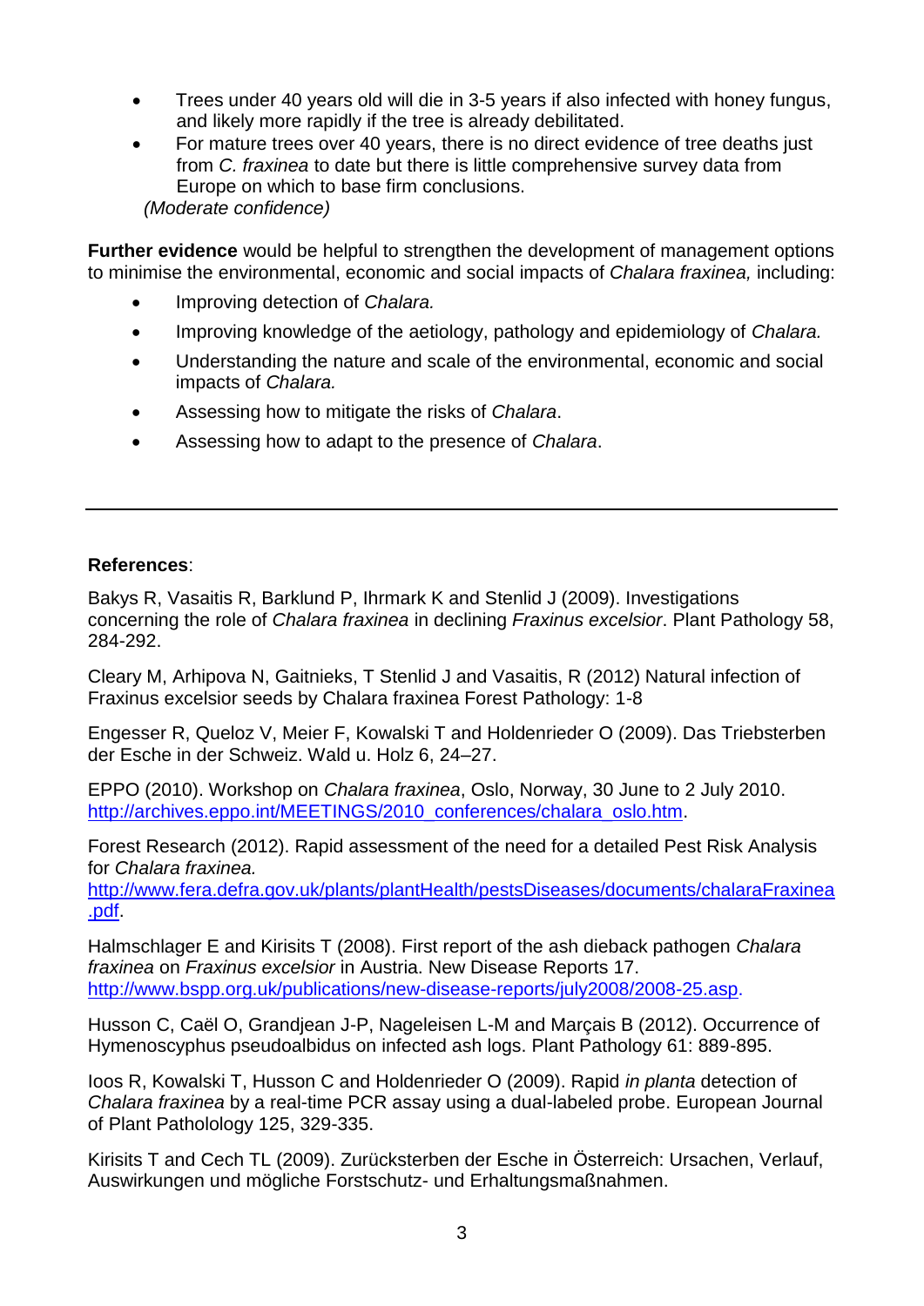- Trees under 40 years old will die in 3-5 years if also infected with honey fungus, and likely more rapidly if the tree is already debilitated.
- For mature trees over 40 years, there is no direct evidence of tree deaths just from *C. fraxinea* to date but there is little comprehensive survey data from Europe on which to base firm conclusions.

*(Moderate confidence)*

**Further evidence** would be helpful to strengthen the development of management options to minimise the environmental, economic and social impacts of *Chalara fraxinea,* including:

- Improving detection of *Chalara.*
- Improving knowledge of the aetiology, pathology and epidemiology of *Chalara.*
- Understanding the nature and scale of the environmental, economic and social impacts of *Chalara.*
- Assessing how to mitigate the risks of *Chalara*.
- Assessing how to adapt to the presence of *Chalara*.

---

**References**:

Bakys R, Vasaitis R, Barklund P, Ihrmark K and Stenlid J (2009). Investigations concerning the role of *Chalara fraxinea* in declining *Fraxinus excelsior*. Plant Pathology 58, 284-292.

Cleary M, Arhipova N, Gaitnieks, T Stenlid J and Vasaitis, R (2012) Natural infection of Fraxinus excelsior seeds by Chalara fraxinea Forest Pathology: 1-8

Engesser R, Queloz V, Meier F, Kowalski T and Holdenrieder O (2009). Das Triebsterben der Esche in der Schweiz. Wald u. Holz 6, 24–27.

EPPO (2010). Workshop on *Chalara fraxinea*, Oslo, Norway, 30 June to 2 July 2010. http://archives.eppo.int/MEETINGS/2010_conferences/chalara_oslo.htm.

Forest Research (2012). Rapid assessment of the need for a detailed Pest Risk Analysis for *Chalara fraxinea.* http://www.fera.defra.gov.uk/plants/plantHealth/pestsDiseases/documents/chalaraFraxinea.pdf.

Halmschlager E and Kirisits T (2008). First report of the ash dieback pathogen *Chalara fraxinea* on *Fraxinus excelsior* in Austria. New Disease Reports 17. http://www.bspp.org.uk/publications/new-disease-reports/july2008/2008-25.asp.

Husson C, Caël O, Grandjean J-P, Nageleisen L-M and Marçais B (2012). Occurrence of Hymenoscyphus pseudoalbidus on infected ash logs. Plant Pathology 61: 889-895.

Ioos R, Kowalski T, Husson C and Holdenrieder O (2009). Rapid *in planta* detection of *Chalara fraxinea* by a real-time PCR assay using a dual-labeled probe. European Journal of Plant Patholology 125, 329-335.

Kirisits T and Cech TL (2009). Zurücksterben der Esche in Österreich: Ursachen, Verlauf, Auswirkungen und mögliche Forstschutz- und Erhaltungsmaßnahmen.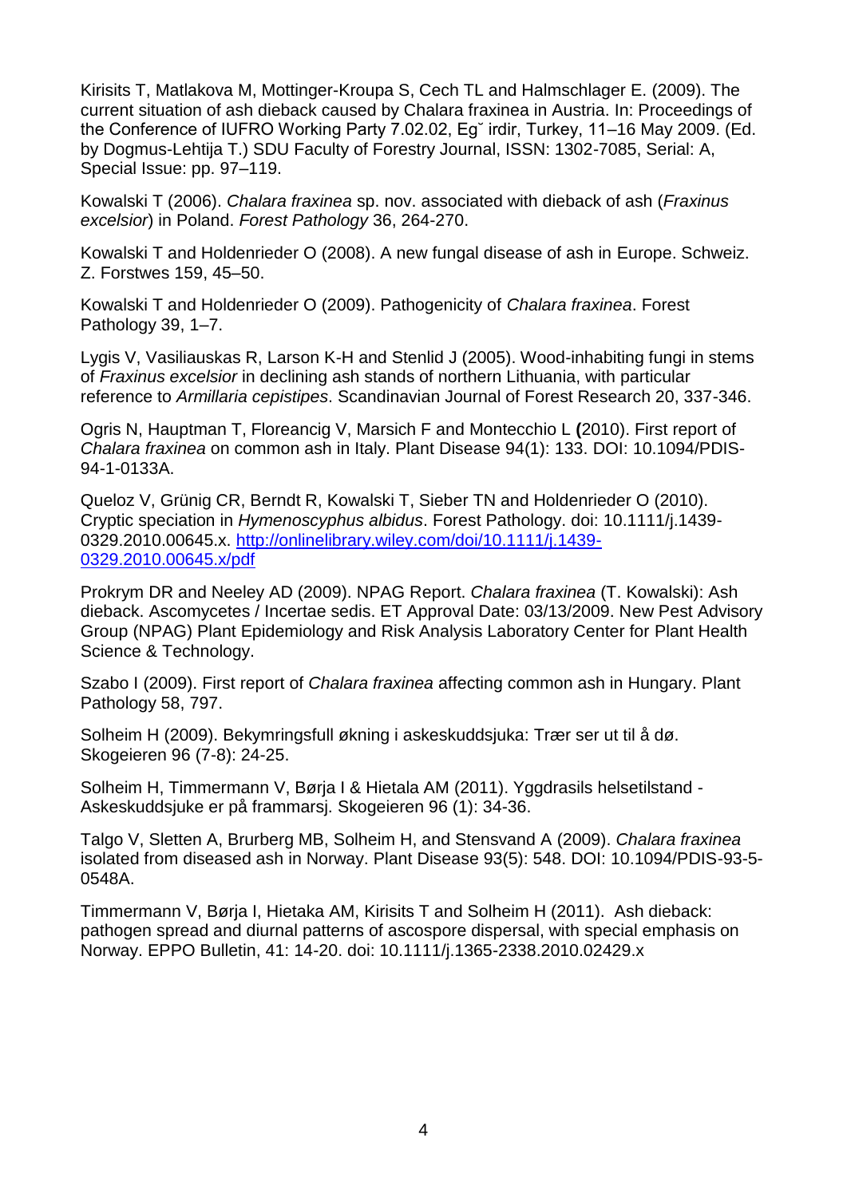Kirisits T, Matlakova M, Mottinger-Kroupa S, Cech TL and Halmschlager E. (2009). The current situation of ash dieback caused by Chalara fraxinea in Austria. In: Proceedings of the Conference of IUFRO Working Party 7.02.02, Eg˘ irdir, Turkey, 11–16 May 2009. (Ed. by Dogmus-Lehtija T.) SDU Faculty of Forestry Journal, ISSN: 1302-7085, Serial: A, Special Issue: pp. 97–119.

Kowalski T (2006). *Chalara fraxinea* sp. nov. associated with dieback of ash (*Fraxinus excelsior*) in Poland. *Forest Pathology* 36, 264-270.

Kowalski T and Holdenrieder O (2008). A new fungal disease of ash in Europe. Schweiz. Z. Forstwes 159, 45–50.

Kowalski T and Holdenrieder O (2009). Pathogenicity of *Chalara fraxinea*. Forest Pathology 39, 1–7.

Lygis V, Vasiliauskas R, Larson K-H and Stenlid J (2005). Wood-inhabiting fungi in stems of *Fraxinus excelsior* in declining ash stands of northern Lithuania, with particular reference to *Armillaria cepistipes*. Scandinavian Journal of Forest Research 20, 337-346.

Ogris N, Hauptman T, Floreancig V, Marsich F and Montecchio L **(**2010). First report of *Chalara fraxinea* on common ash in Italy. Plant Disease 94(1): 133. DOI: 10.1094/PDIS-94-1-0133A.

Queloz V, Grünig CR, Berndt R, Kowalski T, Sieber TN and Holdenrieder O (2010). Cryptic speciation in *Hymenoscyphus albidus*. Forest Pathology. doi: 10.1111/j.1439-0329.2010.00645.x. [http://onlinelibrary.wiley.com/doi/10.1111/j.1439-0329.2010.00645.x/pdf](http://onlinelibrary.wiley.com/doi/10.1111/j.1439-0329.2010.00645.x/pdf)

Prokrym DR and Neeley AD (2009). NPAG Report. *Chalara fraxinea* (T. Kowalski): Ash dieback. Ascomycetes / Incertae sedis. ET Approval Date: 03/13/2009. New Pest Advisory Group (NPAG) Plant Epidemiology and Risk Analysis Laboratory Center for Plant Health Science & Technology.

Szabo I (2009). First report of *Chalara fraxinea* affecting common ash in Hungary. Plant Pathology 58, 797.

Solheim H (2009). Bekymringsfull økning i askeskuddsjuka: Trær ser ut til å dø. Skogeieren 96 (7-8): 24-25.

Solheim H, Timmermann V, Børja I & Hietala AM (2011). Yggdrasils helsetilstand - Askeskuddsjuke er på frammarsj. Skogeieren 96 (1): 34-36.

Talgo V, Sletten A, Brurberg MB, Solheim H, and Stensvand A (2009). *Chalara fraxinea* isolated from diseased ash in Norway. Plant Disease 93(5): 548. DOI: 10.1094/PDIS-93-5-0548A.

Timmermann V, Børja I, Hietaka AM, Kirisits T and Solheim H (2011). Ash dieback: pathogen spread and diurnal patterns of ascospore dispersal, with special emphasis on Norway. EPPO Bulletin, 41: 14-20. doi: 10.1111/j.1365-2338.2010.02429.x